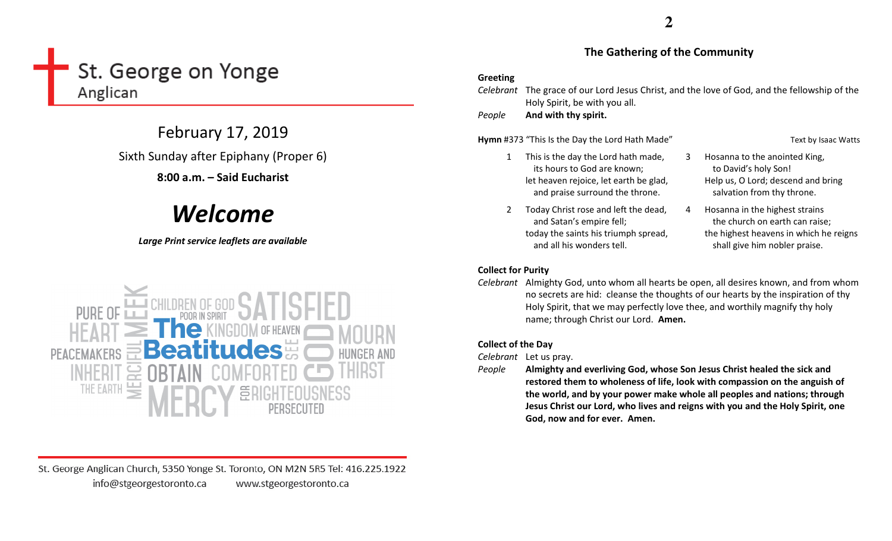# St. George on Yonge

Anglican

## February 17, 2019

Sixth Sunday after Epiphany (Proper 6)

**8:00 a.m. – Said Eucharist**

# ***Welcome***

***Large Print service leaflets are available***

St. George Anglican Church, 5350 Yonge St. Toronto, ON M2N 5R5 Tel: 416.225.1922

info@stgeorgestoronto.ca www.stgeorgestoronto.ca

## The Gathering of the Community

**Greeting**

*Celebrant* The grace of our Lord Jesus Christ, and the love of God, and the fellowship of the Holy Spirit, be with you all.

*People* **And with thy spirit.**

**Hymn** #373 "This Is the Day the Lord Hath Made" Text by Isaac Watts

1 This is the day the Lord hath made,
its hours to God are known;
let heaven rejoice, let earth be glad,
and praise surround the throne.

2 Today Christ rose and left the dead,
and Satan's empire fell;
today the saints his triumph spread,
and all his wonders tell.

3 Hosanna to the anointed King,
to David's holy Son!
Help us, O Lord; descend and bring
salvation from thy throne.

4 Hosanna in the highest strains
the church on earth can raise;
the highest heavens in which he reigns
shall give him nobler praise.

**Collect for Purity**

*Celebrant* Almighty God, unto whom all hearts be open, all desires known, and from whom no secrets are hid: cleanse the thoughts of our hearts by the inspiration of thy Holy Spirit, that we may perfectly love thee, and worthily magnify thy holy name; through Christ our Lord. **Amen.**

**Collect of the Day**

*Celebrant* Let us pray.

*People* **Almighty and everliving God, whose Son Jesus Christ healed the sick and restored them to wholeness of life, look with compassion on the anguish of the world, and by your power make whole all peoples and nations; through Jesus Christ our Lord, who lives and reigns with you and the Holy Spirit, one God, now and for ever. Amen.**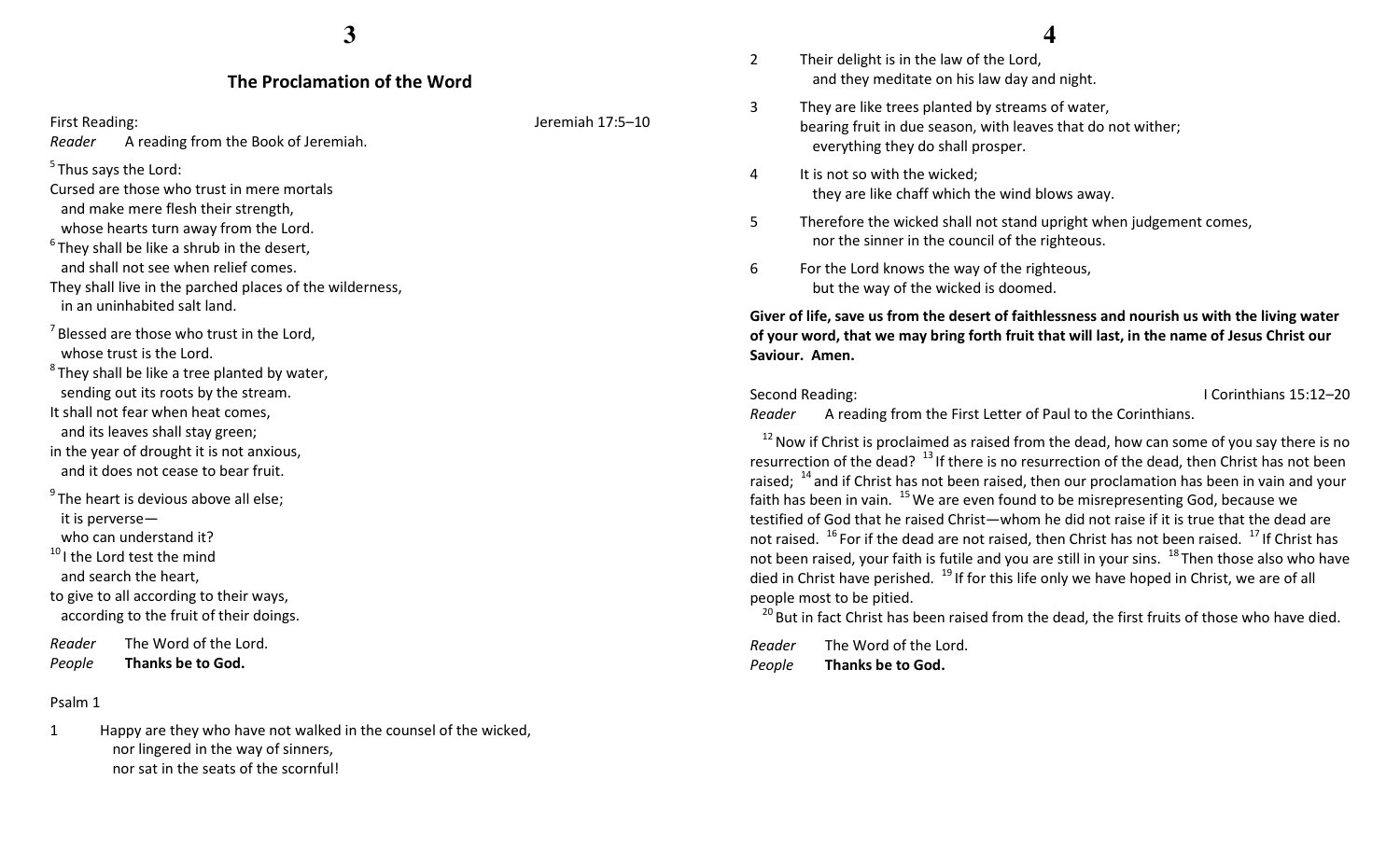## The Proclamation of the Word

First Reading: Jeremiah 17:5–10

*Reader* A reading from the Book of Jeremiah.

[5] Thus says the Lord:
Cursed are those who trust in mere mortals
  and make mere flesh their strength,
  whose hearts turn away from the Lord.
[6] They shall be like a shrub in the desert,
  and shall not see when relief comes.
They shall live in the parched places of the wilderness,
  in an uninhabited salt land.

[7] Blessed are those who trust in the Lord,
  whose trust is the Lord.
[8] They shall be like a tree planted by water,
  sending out its roots by the stream.
It shall not fear when heat comes,
  and its leaves shall stay green;
in the year of drought it is not anxious,
  and it does not cease to bear fruit.

[9] The heart is devious above all else;
  it is perverse—
  who can understand it?
[10] I the Lord test the mind
  and search the heart,
to give to all according to their ways,
  according to the fruit of their doings.

*Reader* The Word of the Lord.
*People* **Thanks be to God.**

Psalm 1

1 Happy are they who have not walked in the counsel of the wicked,
  nor lingered in the way of sinners,
  nor sat in the seats of the scornful!

2 Their delight is in the law of the Lord,
  and they meditate on his law day and night.

3 They are like trees planted by streams of water,
  bearing fruit in due season, with leaves that do not wither;
  everything they do shall prosper.

4 It is not so with the wicked;
  they are like chaff which the wind blows away.

5 Therefore the wicked shall not stand upright when judgement comes,
  nor the sinner in the council of the righteous.

6 For the Lord knows the way of the righteous,
  but the way of the wicked is doomed.

**Giver of life, save us from the desert of faithlessness and nourish us with the living water of your word, that we may bring forth fruit that will last, in the name of Jesus Christ our Saviour. Amen.**

Second Reading: I Corinthians 15:12–20

*Reader* A reading from the First Letter of Paul to the Corinthians.

[12] Now if Christ is proclaimed as raised from the dead, how can some of you say there is no resurrection of the dead? [13] If there is no resurrection of the dead, then Christ has not been raised; [14] and if Christ has not been raised, then our proclamation has been in vain and your faith has been in vain. [15] We are even found to be misrepresenting God, because we testified of God that he raised Christ—whom he did not raise if it is true that the dead are not raised. [16] For if the dead are not raised, then Christ has not been raised. [17] If Christ has not been raised, your faith is futile and you are still in your sins. [18] Then those also who have died in Christ have perished. [19] If for this life only we have hoped in Christ, we are of all people most to be pitied.

[20] But in fact Christ has been raised from the dead, the first fruits of those who have died.

*Reader* The Word of the Lord.
*People* **Thanks be to God.**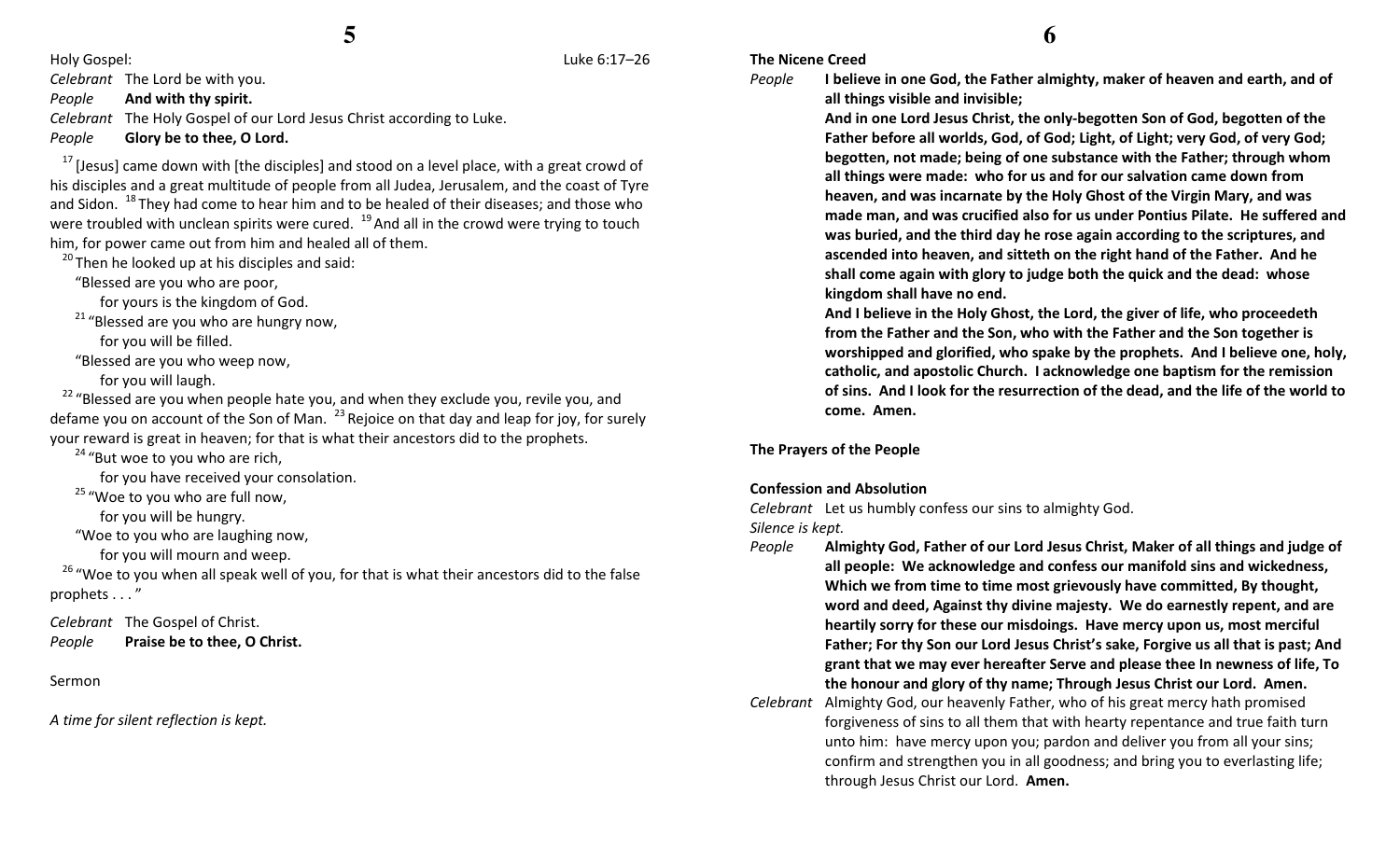Holy Gospel: Luke 6:17–26

*Celebrant* The Lord be with you.

*People* **And with thy spirit.**

*Celebrant* The Holy Gospel of our Lord Jesus Christ according to Luke.

*People* **Glory be to thee, O Lord.**

[17] [Jesus] came down with [the disciples] and stood on a level place, with a great crowd of his disciples and a great multitude of people from all Judea, Jerusalem, and the coast of Tyre and Sidon. [18] They had come to hear him and to be healed of their diseases; and those who were troubled with unclean spirits were cured. [19] And all in the crowd were trying to touch him, for power came out from him and healed all of them.

[20] Then he looked up at his disciples and said:

"Blessed are you who are poor,
for yours is the kingdom of God.

[21] "Blessed are you who are hungry now,
for you will be filled.

"Blessed are you who weep now,
for you will laugh.

[22] "Blessed are you when people hate you, and when they exclude you, revile you, and defame you on account of the Son of Man. [23] Rejoice on that day and leap for joy, for surely your reward is great in heaven; for that is what their ancestors did to the prophets.

[24] "But woe to you who are rich,
for you have received your consolation.

[25] "Woe to you who are full now,
for you will be hungry.

"Woe to you who are laughing now,
for you will mourn and weep.

[26] "Woe to you when all speak well of you, for that is what their ancestors did to the false prophets . . . "

*Celebrant* The Gospel of Christ.

*People* **Praise be to thee, O Christ.**

Sermon

*A time for silent reflection is kept.*

**The Nicene Creed**

*People* **I believe in one God, the Father almighty, maker of heaven and earth, and of all things visible and invisible;**

**And in one Lord Jesus Christ, the only-begotten Son of God, begotten of the Father before all worlds, God, of God; Light, of Light; very God, of very God; begotten, not made; being of one substance with the Father; through whom all things were made: who for us and for our salvation came down from heaven, and was incarnate by the Holy Ghost of the Virgin Mary, and was made man, and was crucified also for us under Pontius Pilate. He suffered and was buried, and the third day he rose again according to the scriptures, and ascended into heaven, and sitteth on the right hand of the Father. And he shall come again with glory to judge both the quick and the dead: whose kingdom shall have no end.**

**And I believe in the Holy Ghost, the Lord, the giver of life, who proceedeth from the Father and the Son, who with the Father and the Son together is worshipped and glorified, who spake by the prophets. And I believe one, holy, catholic, and apostolic Church. I acknowledge one baptism for the remission of sins. And I look for the resurrection of the dead, and the life of the world to come. Amen.**

**The Prayers of the People**

**Confession and Absolution**

*Celebrant* Let us humbly confess our sins to almighty God.

*Silence is kept.*

*People* **Almighty God, Father of our Lord Jesus Christ, Maker of all things and judge of all people: We acknowledge and confess our manifold sins and wickedness, Which we from time to time most grievously have committed, By thought, word and deed, Against thy divine majesty. We do earnestly repent, and are heartily sorry for these our misdoings. Have mercy upon us, most merciful Father; For thy Son our Lord Jesus Christ's sake, Forgive us all that is past; And grant that we may ever hereafter Serve and please thee In newness of life, To the honour and glory of thy name; Through Jesus Christ our Lord. Amen.**

*Celebrant* Almighty God, our heavenly Father, who of his great mercy hath promised forgiveness of sins to all them that with hearty repentance and true faith turn unto him: have mercy upon you; pardon and deliver you from all your sins; confirm and strengthen you in all goodness; and bring you to everlasting life; through Jesus Christ our Lord. **Amen.**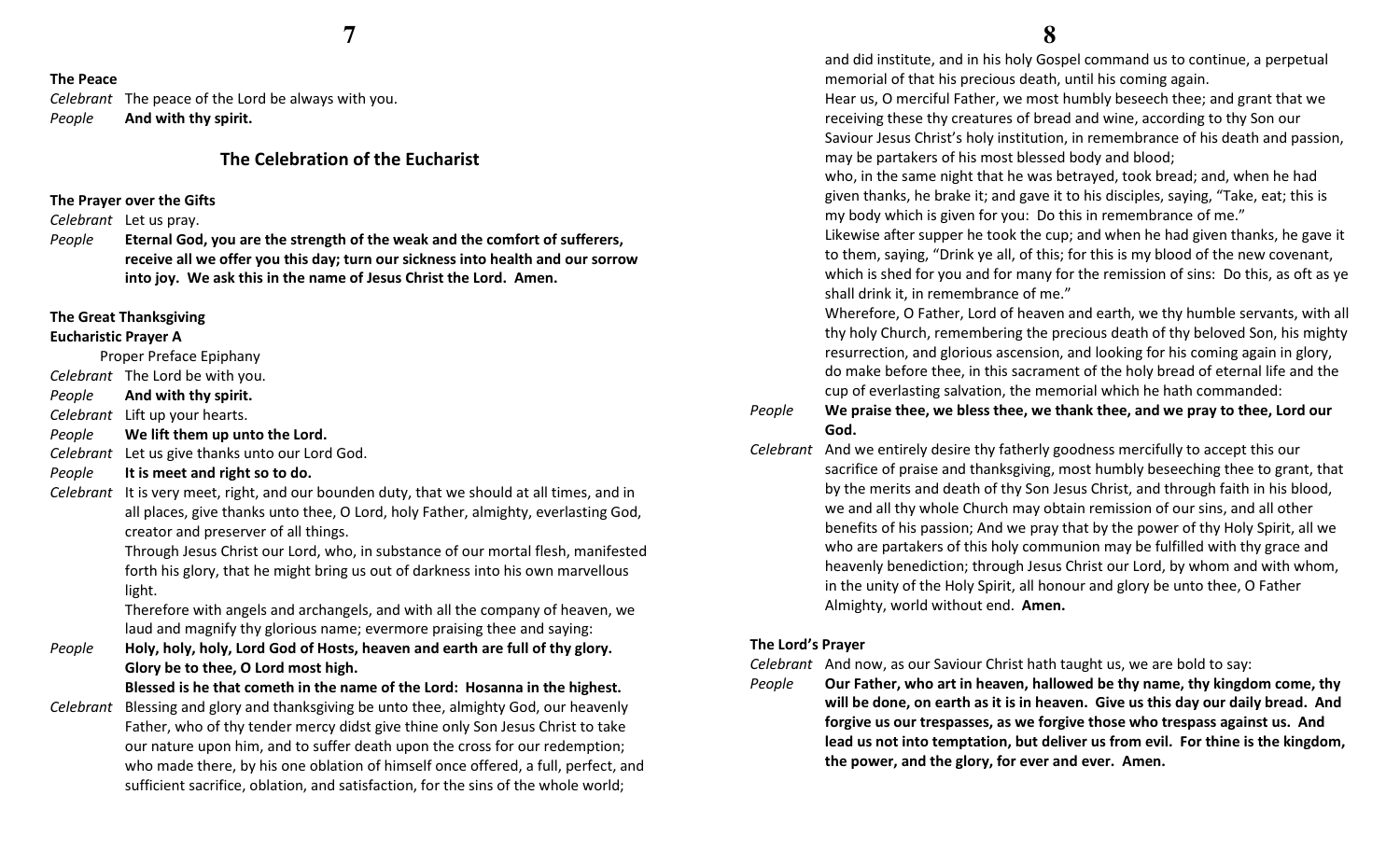**The Peace**

*Celebrant* The peace of the Lord be always with you.
*People* **And with thy spirit.**

## The Celebration of the Eucharist

**The Prayer over the Gifts**

*Celebrant* Let us pray.
*People* **Eternal God, you are the strength of the weak and the comfort of sufferers, receive all we offer you this day; turn our sickness into health and our sorrow into joy. We ask this in the name of Jesus Christ the Lord. Amen.**

**The Great Thanksgiving**
**Eucharistic Prayer A**

Proper Preface Epiphany

*Celebrant* The Lord be with you.
*People* **And with thy spirit.**
*Celebrant* Lift up your hearts.
*People* **We lift them up unto the Lord.**
*Celebrant* Let us give thanks unto our Lord God.
*People* **It is meet and right so to do.**
*Celebrant* It is very meet, right, and our bounden duty, that we should at all times, and in all places, give thanks unto thee, O Lord, holy Father, almighty, everlasting God, creator and preserver of all things.
Through Jesus Christ our Lord, who, in substance of our mortal flesh, manifested forth his glory, that he might bring us out of darkness into his own marvellous light.
Therefore with angels and archangels, and with all the company of heaven, we laud and magnify thy glorious name; evermore praising thee and saying:
*People* **Holy, holy, holy, Lord God of Hosts, heaven and earth are full of thy glory. Glory be to thee, O Lord most high.**
**Blessed is he that cometh in the name of the Lord: Hosanna in the highest.**
*Celebrant* Blessing and glory and thanksgiving be unto thee, almighty God, our heavenly Father, who of thy tender mercy didst give thine only Son Jesus Christ to take our nature upon him, and to suffer death upon the cross for our redemption; who made there, by his one oblation of himself once offered, a full, perfect, and sufficient sacrifice, oblation, and satisfaction, for the sins of the whole world; and did institute, and in his holy Gospel command us to continue, a perpetual memorial of that his precious death, until his coming again.
Hear us, O merciful Father, we most humbly beseech thee; and grant that we receiving these thy creatures of bread and wine, according to thy Son our Saviour Jesus Christ's holy institution, in remembrance of his death and passion, may be partakers of his most blessed body and blood;
who, in the same night that he was betrayed, took bread; and, when he had given thanks, he brake it; and gave it to his disciples, saying, "Take, eat; this is my body which is given for you: Do this in remembrance of me."
Likewise after supper he took the cup; and when he had given thanks, he gave it to them, saying, "Drink ye all, of this; for this is my blood of the new covenant, which is shed for you and for many for the remission of sins: Do this, as oft as ye shall drink it, in remembrance of me."
Wherefore, O Father, Lord of heaven and earth, we thy humble servants, with all thy holy Church, remembering the precious death of thy beloved Son, his mighty resurrection, and glorious ascension, and looking for his coming again in glory, do make before thee, in this sacrament of the holy bread of eternal life and the cup of everlasting salvation, the memorial which he hath commanded:
*People* **We praise thee, we bless thee, we thank thee, and we pray to thee, Lord our God.**
*Celebrant* And we entirely desire thy fatherly goodness mercifully to accept this our sacrifice of praise and thanksgiving, most humbly beseeching thee to grant, that by the merits and death of thy Son Jesus Christ, and through faith in his blood, we and all thy whole Church may obtain remission of our sins, and all other benefits of his passion; And we pray that by the power of thy Holy Spirit, all we who are partakers of this holy communion may be fulfilled with thy grace and heavenly benediction; through Jesus Christ our Lord, by whom and with whom, in the unity of the Holy Spirit, all honour and glory be unto thee, O Father Almighty, world without end. **Amen.**

**The Lord's Prayer**

*Celebrant* And now, as our Saviour Christ hath taught us, we are bold to say:
*People* **Our Father, who art in heaven, hallowed be thy name, thy kingdom come, thy will be done, on earth as it is in heaven. Give us this day our daily bread. And forgive us our trespasses, as we forgive those who trespass against us. And lead us not into temptation, but deliver us from evil. For thine is the kingdom, the power, and the glory, for ever and ever. Amen.**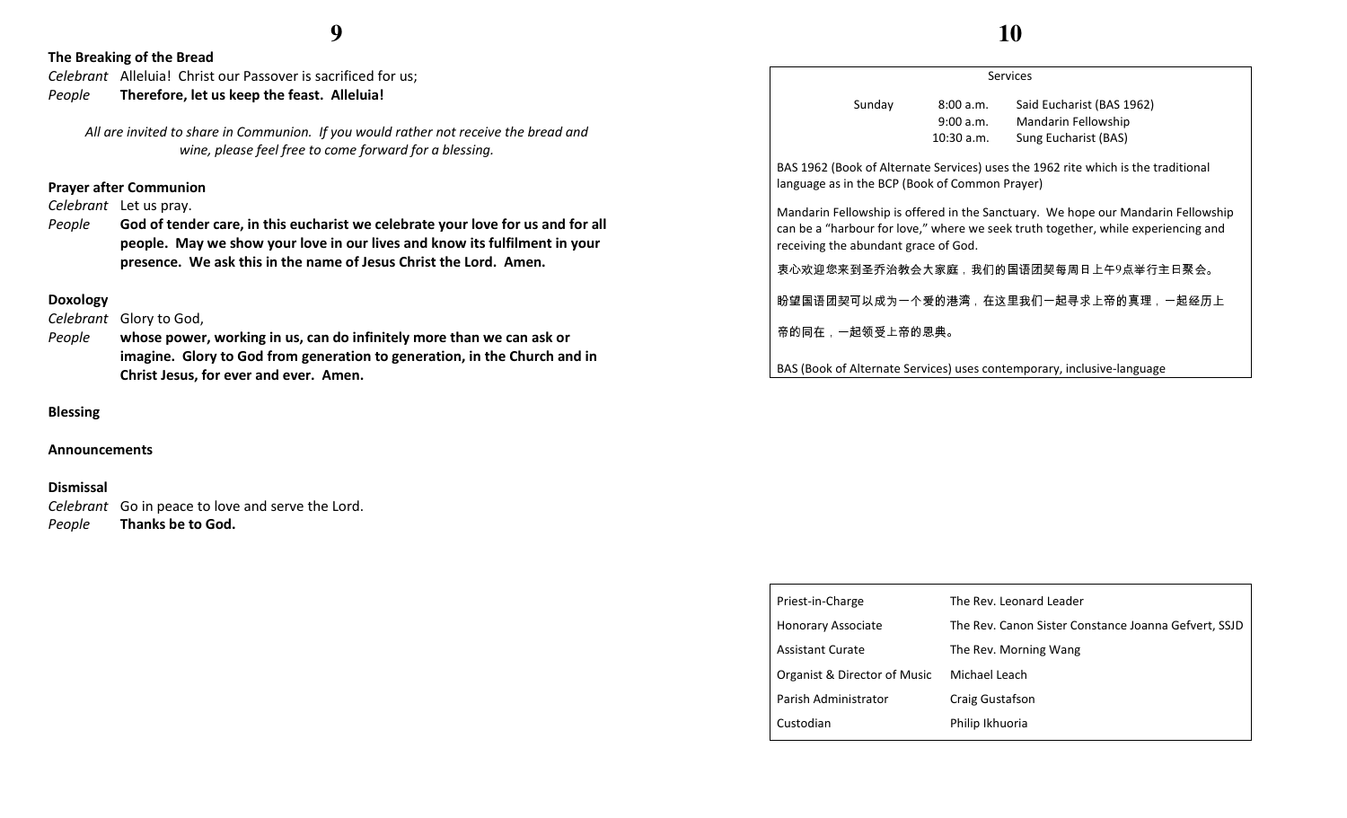**The Breaking of the Bread**

*Celebrant* Alleluia! Christ our Passover is sacrificed for us;
*People* **Therefore, let us keep the feast. Alleluia!**

*All are invited to share in Communion. If you would rather not receive the bread and wine, please feel free to come forward for a blessing.*

**Prayer after Communion**

*Celebrant* Let us pray.
*People* **God of tender care, in this eucharist we celebrate your love for us and for all people. May we show your love in our lives and know its fulfilment in your presence. We ask this in the name of Jesus Christ the Lord. Amen.**

**Doxology**

*Celebrant* Glory to God,
*People* **whose power, working in us, can do infinitely more than we can ask or imagine. Glory to God from generation to generation, in the Church and in Christ Jesus, for ever and ever. Amen.**

**Blessing**

**Announcements**

**Dismissal**

*Celebrant* Go in peace to love and serve the Lord.
*People* **Thanks be to God.**

Services

| | | |
|---|---|---|
| Sunday | 8:00 a.m. | Said Eucharist (BAS 1962) |
| | 9:00 a.m. | Mandarin Fellowship |
| | 10:30 a.m. | Sung Eucharist (BAS) |

BAS 1962 (Book of Alternate Services) uses the 1962 rite which is the traditional language as in the BCP (Book of Common Prayer)

Mandarin Fellowship is offered in the Sanctuary. We hope our Mandarin Fellowship can be a "harbour for love," where we seek truth together, while experiencing and receiving the abundant grace of God.

衷心欢迎您来到圣乔治教会大家庭，我们的国语团契每周日上午9点举行主日聚会。

盼望国语团契可以成为一个爱的港湾，在这里我们一起寻求上帝的真理，一起经历上帝的同在，一起领受上帝的恩典。

BAS (Book of Alternate Services) uses contemporary, inclusive-language

| | |
|---|---|
| Priest-in-Charge | The Rev. Leonard Leader |
| Honorary Associate | The Rev. Canon Sister Constance Joanna Gefvert, SSJD |
| Assistant Curate | The Rev. Morning Wang |
| Organist & Director of Music | Michael Leach |
| Parish Administrator | Craig Gustafson |
| Custodian | Philip Ikhuoria |